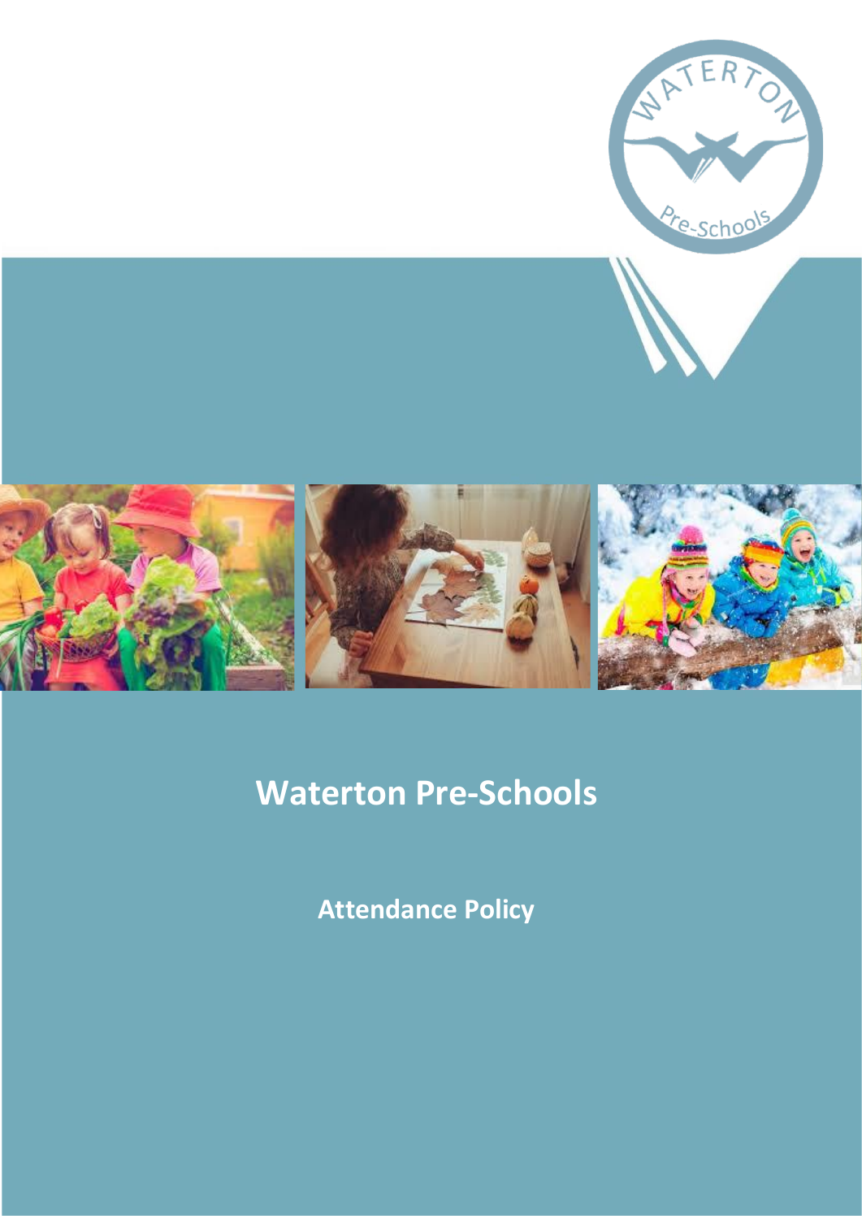# Waterton Pre-Schools

## Attendance Policy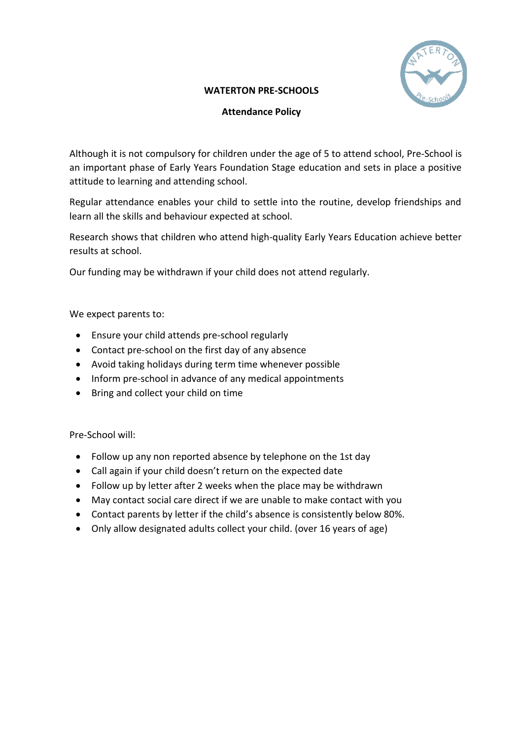**WATERTON PRE-SCHOOLS**

**Attendance Policy**

Although it is not compulsory for children under the age of 5 to attend school, Pre-School is an important phase of Early Years Foundation Stage education and sets in place a positive attitude to learning and attending school.

Regular attendance enables your child to settle into the routine, develop friendships and learn all the skills and behaviour expected at school.

Research shows that children who attend high-quality Early Years Education achieve better results at school.

Our funding may be withdrawn if your child does not attend regularly.

We expect parents to:

- Ensure your child attends pre-school regularly
- Contact pre-school on the first day of any absence
- Avoid taking holidays during term time whenever possible
- Inform pre-school in advance of any medical appointments
- Bring and collect your child on time

Pre-School will:

- Follow up any non reported absence by telephone on the 1st day
- Call again if your child doesn't return on the expected date
- Follow up by letter after 2 weeks when the place may be withdrawn
- May contact social care direct if we are unable to make contact with you
- Contact parents by letter if the child's absence is consistently below 80%.
- Only allow designated adults collect your child. (over 16 years of age)